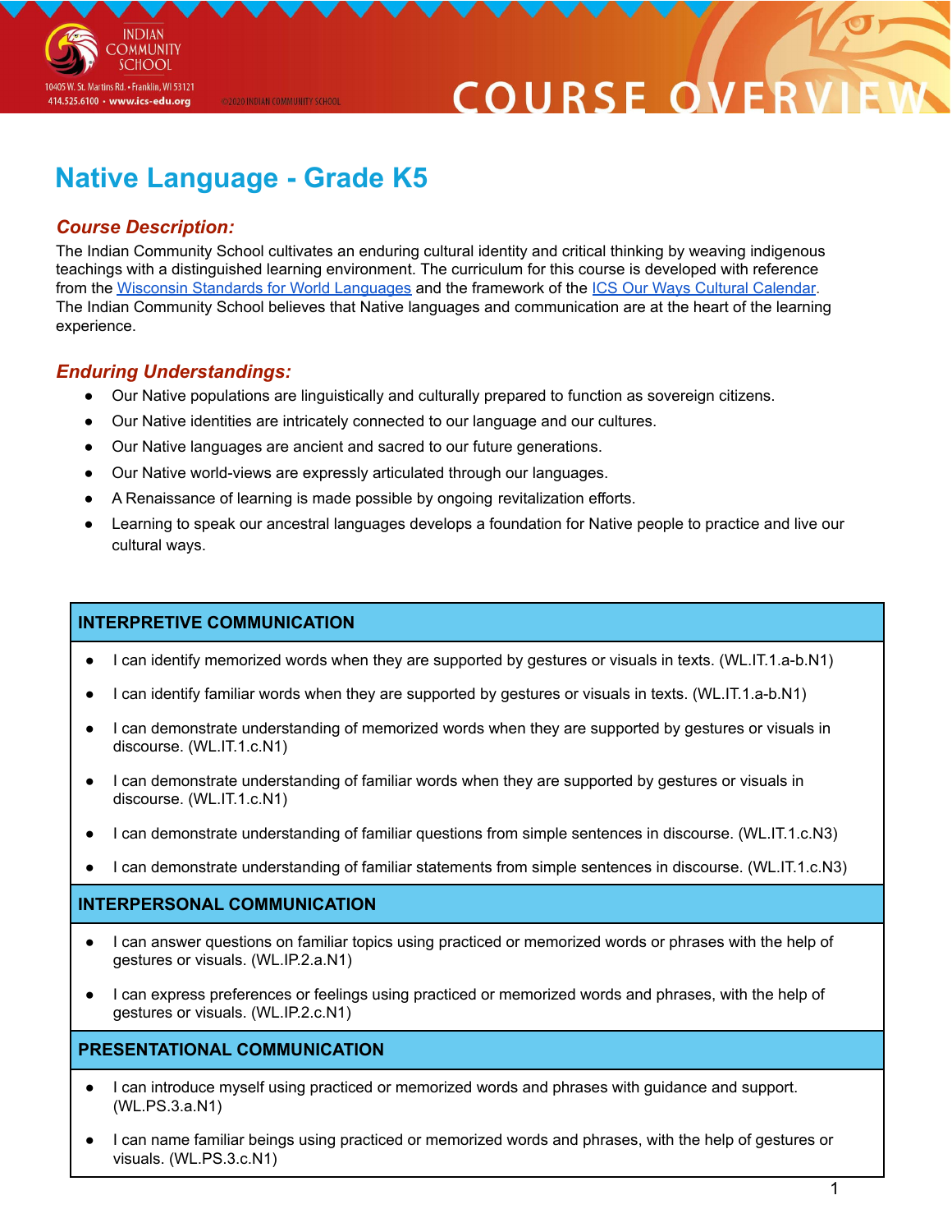INDIAN COMMUNITY SCHOOL

10405 W. St. Martins Rd. • Franklin, WI 53121
414.525.6100 • www.ics-edu.org

©2020 INDIAN COMMUNITY SCHOOL

# COURSE OVERVIEW

## Native Language - Grade K5

### *Course Description:*

The Indian Community School cultivates an enduring cultural identity and critical thinking by weaving indigenous teachings with a distinguished learning environment. The curriculum for this course is developed with reference from the Wisconsin Standards for World Languages and the framework of the ICS Our Ways Cultural Calendar. The Indian Community School believes that Native languages and communication are at the heart of the learning experience.

### *Enduring Understandings:*

- Our Native populations are linguistically and culturally prepared to function as sovereign citizens.
- Our Native identities are intricately connected to our language and our cultures.
- Our Native languages are ancient and sacred to our future generations.
- Our Native world-views are expressly articulated through our languages.
- A Renaissance of learning is made possible by ongoing revitalization efforts.
- Learning to speak our ancestral languages develops a foundation for Native people to practice and live our cultural ways.

| **INTERPRETIVE COMMUNICATION** |
| --- |
| • I can identify memorized words when they are supported by gestures or visuals in texts. (WL.IT.1.a-b.N1) |
| • I can identify familiar words when they are supported by gestures or visuals in texts. (WL.IT.1.a-b.N1) |
| • I can demonstrate understanding of memorized words when they are supported by gestures or visuals in discourse. (WL.IT.1.c.N1) |
| • I can demonstrate understanding of familiar words when they are supported by gestures or visuals in discourse. (WL.IT.1.c.N1) |
| • I can demonstrate understanding of familiar questions from simple sentences in discourse. (WL.IT.1.c.N3) |
| • I can demonstrate understanding of familiar statements from simple sentences in discourse. (WL.IT.1.c.N3) |
| **INTERPERSONAL COMMUNICATION** |
| • I can answer questions on familiar topics using practiced or memorized words or phrases with the help of gestures or visuals. (WL.IP.2.a.N1) |
| • I can express preferences or feelings using practiced or memorized words and phrases, with the help of gestures or visuals. (WL.IP.2.c.N1) |
| **PRESENTATIONAL COMMUNICATION** |
| • I can introduce myself using practiced or memorized words and phrases with guidance and support. (WL.PS.3.a.N1) |
| • I can name familiar beings using practiced or memorized words and phrases, with the help of gestures or visuals. (WL.PS.3.c.N1) |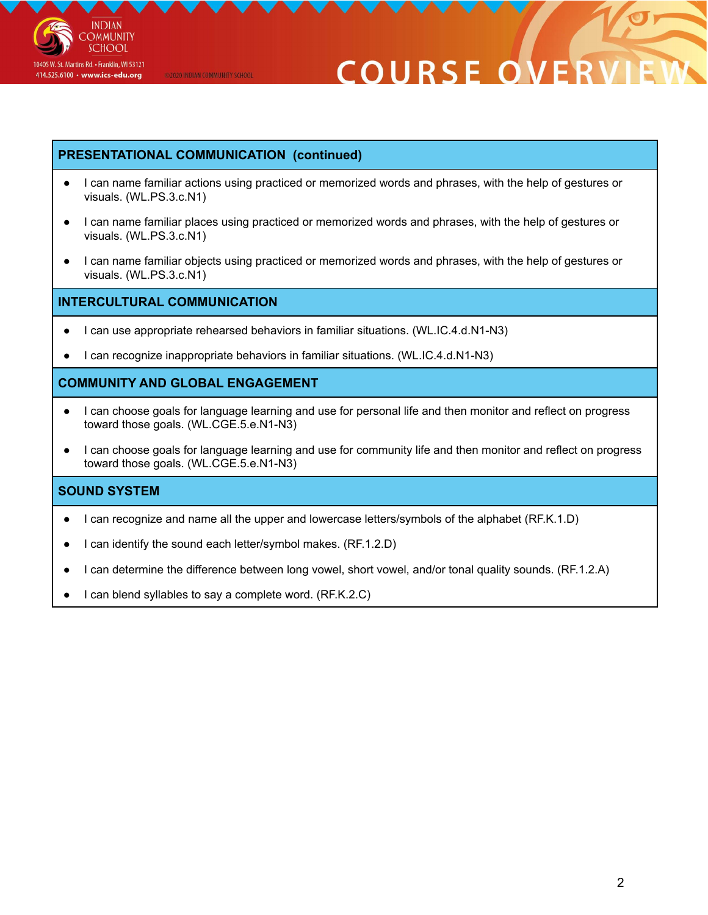## PRESENTATIONAL COMMUNICATION (continued)

- I can name familiar actions using practiced or memorized words and phrases, with the help of gestures or visuals. (WL.PS.3.c.N1)
- I can name familiar places using practiced or memorized words and phrases, with the help of gestures or visuals. (WL.PS.3.c.N1)
- I can name familiar objects using practiced or memorized words and phrases, with the help of gestures or visuals. (WL.PS.3.c.N1)

## INTERCULTURAL COMMUNICATION

- I can use appropriate rehearsed behaviors in familiar situations. (WL.IC.4.d.N1-N3)
- I can recognize inappropriate behaviors in familiar situations. (WL.IC.4.d.N1-N3)

## COMMUNITY AND GLOBAL ENGAGEMENT

- I can choose goals for language learning and use for personal life and then monitor and reflect on progress toward those goals. (WL.CGE.5.e.N1-N3)
- I can choose goals for language learning and use for community life and then monitor and reflect on progress toward those goals. (WL.CGE.5.e.N1-N3)

## SOUND SYSTEM

- I can recognize and name all the upper and lowercase letters/symbols of the alphabet (RF.K.1.D)
- I can identify the sound each letter/symbol makes. (RF.1.2.D)
- I can determine the difference between long vowel, short vowel, and/or tonal quality sounds. (RF.1.2.A)
- I can blend syllables to say a complete word. (RF.K.2.C)